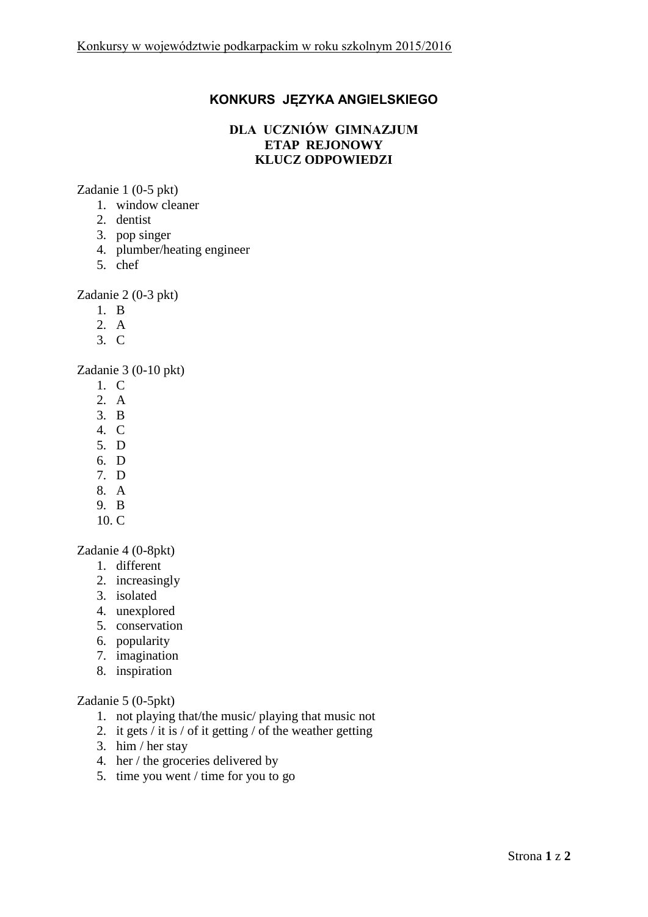# KONKURS JĘZYKA ANGIELSKIEGO

## DLA UCZNIÓW GIMNAZJUM
## ETAP REJONOWY
## KLUCZ ODPOWIEDZI

Zadanie 1 (0-5 pkt)
1. window cleaner
2. dentist
3. pop singer
4. plumber/heating engineer
5. chef

Zadanie 2 (0-3 pkt)
1. B
2. A
3. C

Zadanie 3 (0-10 pkt)
1. C
2. A
3. B
4. C
5. D
6. D
7. D
8. A
9. B
10. C

Zadanie 4 (0-8pkt)
1. different
2. increasingly
3. isolated
4. unexplored
5. conservation
6. popularity
7. imagination
8. inspiration

Zadanie 5 (0-5pkt)
1. not playing that/the music/ playing that music not
2. it gets / it is / of it getting / of the weather getting
3. him / her stay
4. her / the groceries delivered by
5. time you went / time for you to go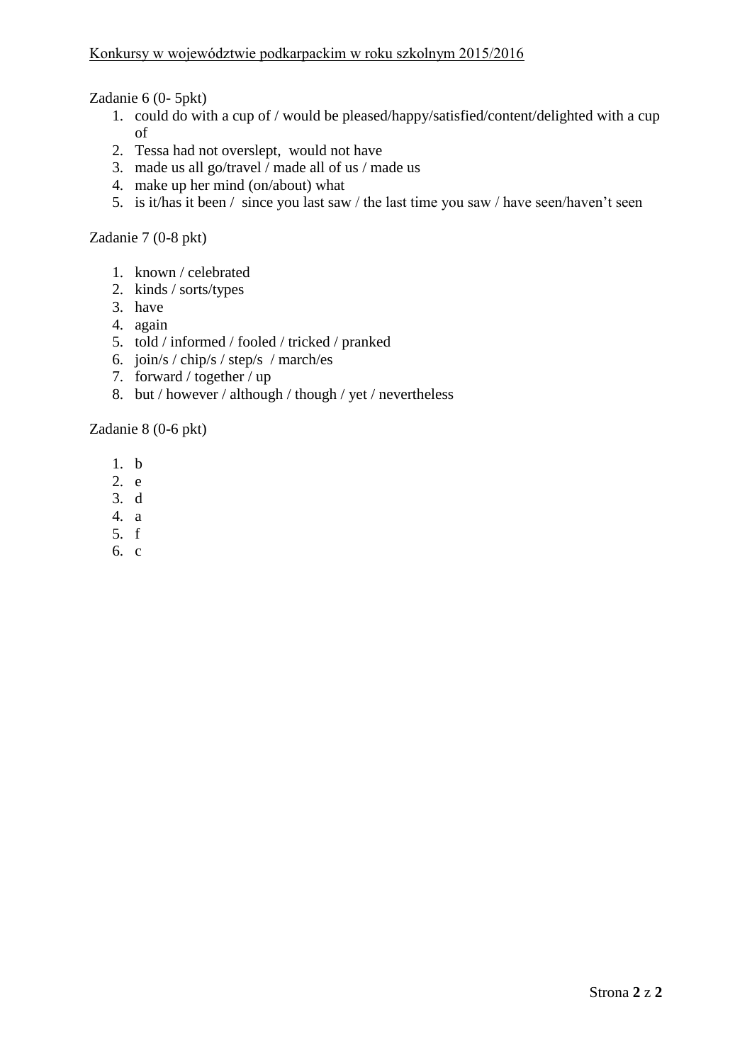Zadanie 6 (0- 5pkt)

1. could do with a cup of / would be pleased/happy/satisfied/content/delighted with a cup of
2. Tessa had not overslept, would not have
3. made us all go/travel / made all of us / made us
4. make up her mind (on/about) what
5. is it/has it been / since you last saw / the last time you saw / have seen/haven't seen

Zadanie 7 (0-8 pkt)

1. known / celebrated
2. kinds / sorts/types
3. have
4. again
5. told / informed / fooled / tricked / pranked
6. join/s / chip/s / step/s / march/es
7. forward / together / up
8. but / however / although / though / yet / nevertheless

Zadanie 8 (0-6 pkt)

1. b
2. e
3. d
4. a
5. f
6. c